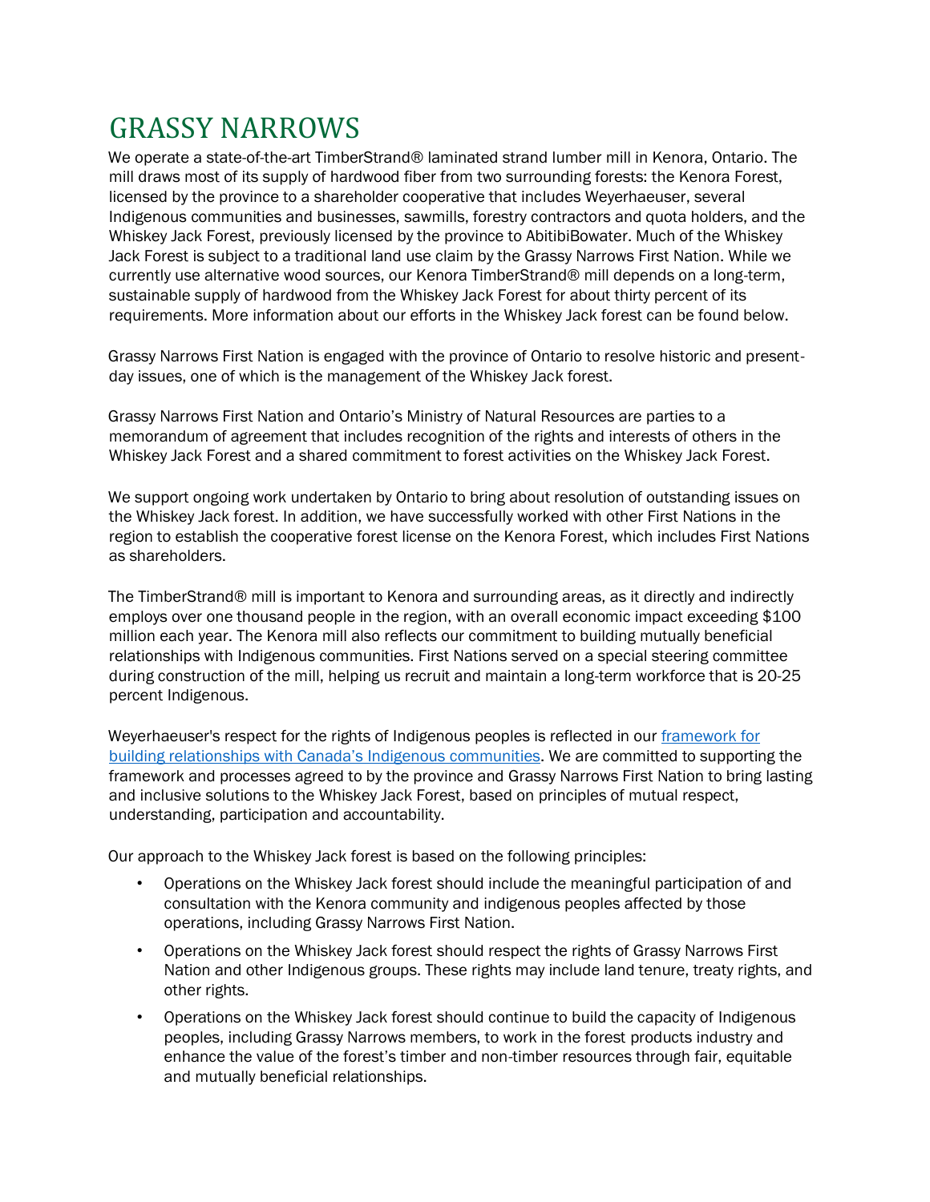# GRASSY NARROWS

We operate a state-of-the-art TimberStrand® laminated strand lumber mill in Kenora, Ontario. The mill draws most of its supply of hardwood fiber from two surrounding forests: the Kenora Forest, licensed by the province to a shareholder cooperative that includes Weyerhaeuser, several Indigenous communities and businesses, sawmills, forestry contractors and quota holders, and the Whiskey Jack Forest, previously licensed by the province to AbitibiBowater. Much of the Whiskey Jack Forest is subject to a traditional land use claim by the Grassy Narrows First Nation. While we currently use alternative wood sources, our Kenora TimberStrand® mill depends on a long-term, sustainable supply of hardwood from the Whiskey Jack Forest for about thirty percent of its requirements. More information about our efforts in the Whiskey Jack forest can be found below.

Grassy Narrows First Nation is engaged with the province of Ontario to resolve historic and present-day issues, one of which is the management of the Whiskey Jack forest.

Grassy Narrows First Nation and Ontario's Ministry of Natural Resources are parties to a memorandum of agreement that includes recognition of the rights and interests of others in the Whiskey Jack Forest and a shared commitment to forest activities on the Whiskey Jack Forest.

We support ongoing work undertaken by Ontario to bring about resolution of outstanding issues on the Whiskey Jack forest. In addition, we have successfully worked with other First Nations in the region to establish the cooperative forest license on the Kenora Forest, which includes First Nations as shareholders.

The TimberStrand® mill is important to Kenora and surrounding areas, as it directly and indirectly employs over one thousand people in the region, with an overall economic impact exceeding $100 million each year. The Kenora mill also reflects our commitment to building mutually beneficial relationships with Indigenous communities. First Nations served on a special steering committee during construction of the mill, helping us recruit and maintain a long-term workforce that is 20-25 percent Indigenous.

Weyerhaeuser's respect for the rights of Indigenous peoples is reflected in our [framework for building relationships with Canada's Indigenous communities](). We are committed to supporting the framework and processes agreed to by the province and Grassy Narrows First Nation to bring lasting and inclusive solutions to the Whiskey Jack Forest, based on principles of mutual respect, understanding, participation and accountability.

Our approach to the Whiskey Jack forest is based on the following principles:

- Operations on the Whiskey Jack forest should include the meaningful participation of and consultation with the Kenora community and indigenous peoples affected by those operations, including Grassy Narrows First Nation.
- Operations on the Whiskey Jack forest should respect the rights of Grassy Narrows First Nation and other Indigenous groups. These rights may include land tenure, treaty rights, and other rights.
- Operations on the Whiskey Jack forest should continue to build the capacity of Indigenous peoples, including Grassy Narrows members, to work in the forest products industry and enhance the value of the forest's timber and non-timber resources through fair, equitable and mutually beneficial relationships.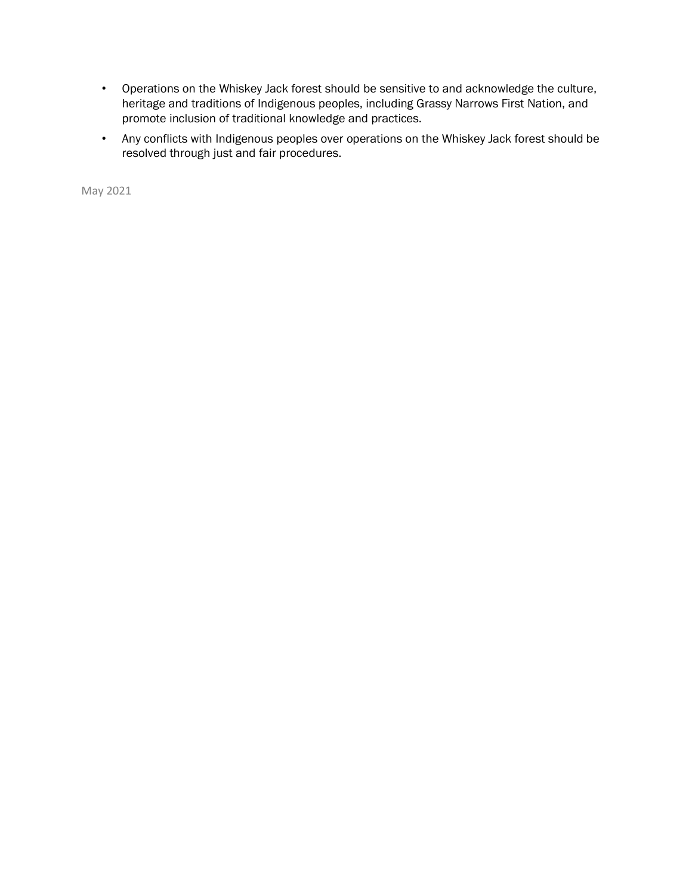- Operations on the Whiskey Jack forest should be sensitive to and acknowledge the culture, heritage and traditions of Indigenous peoples, including Grassy Narrows First Nation, and promote inclusion of traditional knowledge and practices.
- Any conflicts with Indigenous peoples over operations on the Whiskey Jack forest should be resolved through just and fair procedures.

May 2021